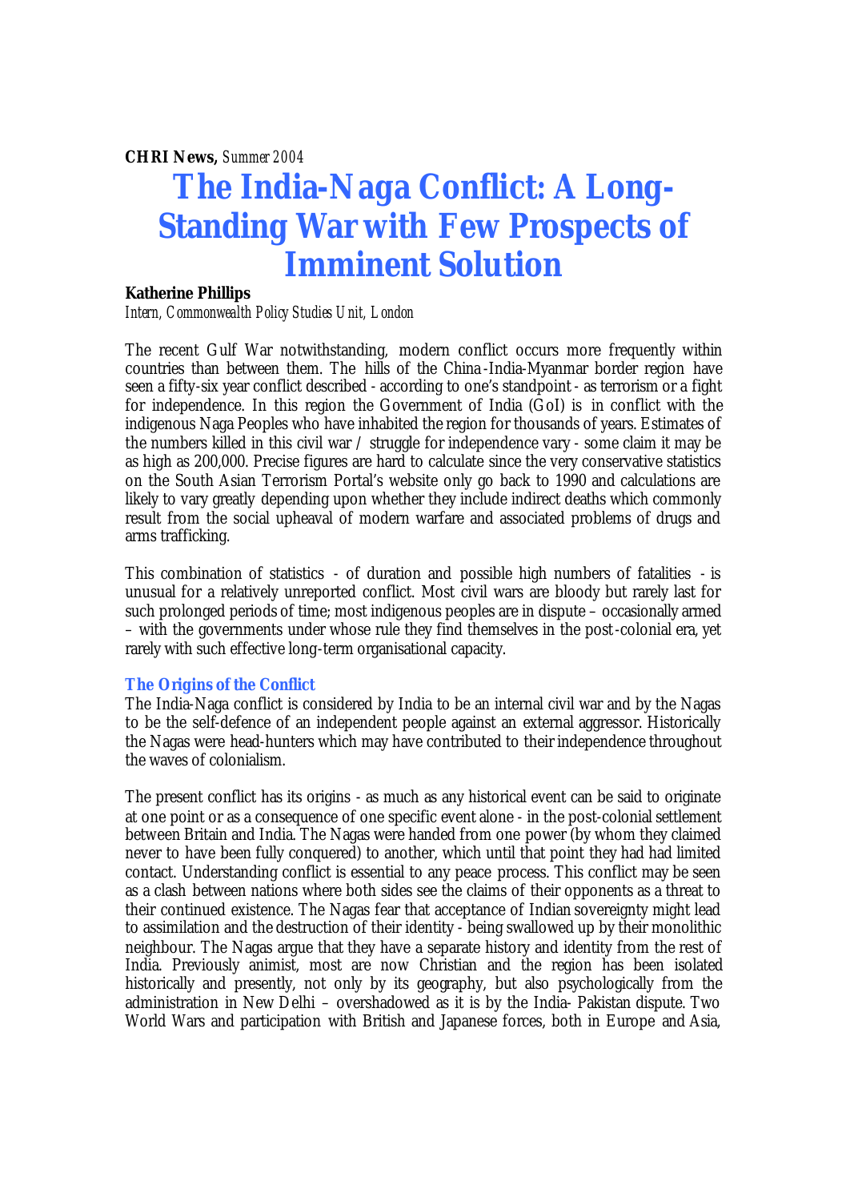**CHRI News,** *Summer 2004*

# The India-Naga Conflict: A Long-Standing War with Few Prospects of Imminent Solution

**Katherine Phillips**
*Intern, Commonwealth Policy Studies Unit, London*

The recent Gulf War notwithstanding, modern conflict occurs more frequently within countries than between them. The hills of the China-India-Myanmar border region have seen a fifty-six year conflict described - according to one's standpoint - as terrorism or a fight for independence. In this region the Government of India (GoI) is in conflict with the indigenous Naga Peoples who have inhabited the region for thousands of years. Estimates of the numbers killed in this civil war / struggle for independence vary - some claim it may be as high as 200,000. Precise figures are hard to calculate since the very conservative statistics on the South Asian Terrorism Portal's website only go back to 1990 and calculations are likely to vary greatly depending upon whether they include indirect deaths which commonly result from the social upheaval of modern warfare and associated problems of drugs and arms trafficking.

This combination of statistics - of duration and possible high numbers of fatalities - is unusual for a relatively unreported conflict. Most civil wars are bloody but rarely last for such prolonged periods of time; most indigenous peoples are in dispute – occasionally armed – with the governments under whose rule they find themselves in the post-colonial era, yet rarely with such effective long-term organisational capacity.

### The Origins of the Conflict

The India-Naga conflict is considered by India to be an internal civil war and by the Nagas to be the self-defence of an independent people against an external aggressor. Historically the Nagas were head-hunters which may have contributed to their independence throughout the waves of colonialism.

The present conflict has its origins - as much as any historical event can be said to originate at one point or as a consequence of one specific event alone - in the post-colonial settlement between Britain and India. The Nagas were handed from one power (by whom they claimed never to have been fully conquered) to another, which until that point they had had limited contact. Understanding conflict is essential to any peace process. This conflict may be seen as a clash between nations where both sides see the claims of their opponents as a threat to their continued existence. The Nagas fear that acceptance of Indian sovereignty might lead to assimilation and the destruction of their identity - being swallowed up by their monolithic neighbour. The Nagas argue that they have a separate history and identity from the rest of India. Previously animist, most are now Christian and the region has been isolated historically and presently, not only by its geography, but also psychologically from the administration in New Delhi – overshadowed as it is by the India- Pakistan dispute. Two World Wars and participation with British and Japanese forces, both in Europe and Asia,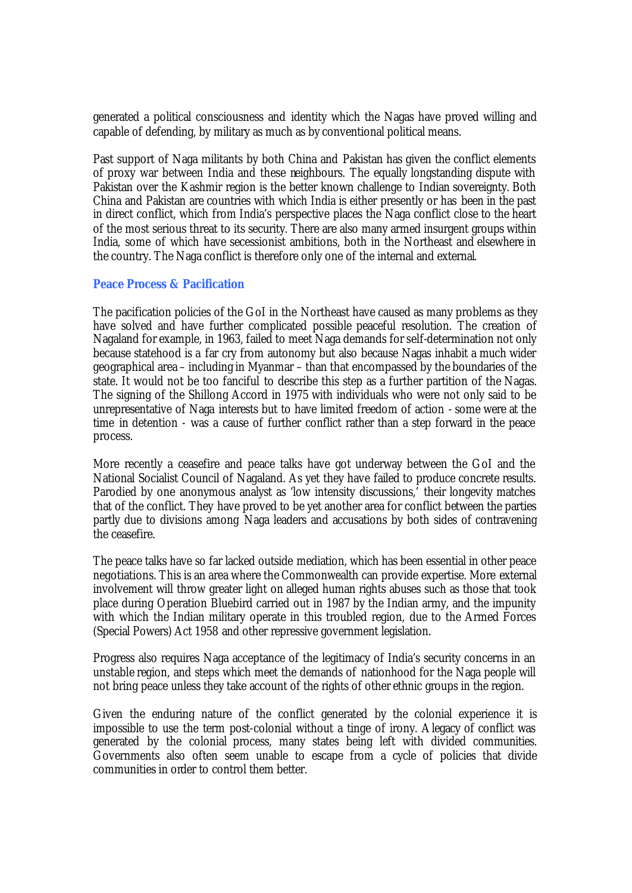generated a political consciousness and identity which the Nagas have proved willing and capable of defending, by military as much as by conventional political means.

Past support of Naga militants by both China and Pakistan has given the conflict elements of proxy war between India and these neighbours. The equally longstanding dispute with Pakistan over the Kashmir region is the better known challenge to Indian sovereignty. Both China and Pakistan are countries with which India is either presently or has been in the past in direct conflict, which from India's perspective places the Naga conflict close to the heart of the most serious threat to its security. There are also many armed insurgent groups within India, some of which have secessionist ambitions, both in the Northeast and elsewhere in the country. The Naga conflict is therefore only one of the internal and external.

## Peace Process & Pacification

The pacification policies of the GoI in the Northeast have caused as many problems as they have solved and have further complicated possible peaceful resolution. The creation of Nagaland for example, in 1963, failed to meet Naga demands for self-determination not only because statehood is a far cry from autonomy but also because Nagas inhabit a much wider geographical area – including in Myanmar – than that encompassed by the boundaries of the state. It would not be too fanciful to describe this step as a further partition of the Nagas. The signing of the Shillong Accord in 1975 with individuals who were not only said to be unrepresentative of Naga interests but to have limited freedom of action - some were at the time in detention - was a cause of further conflict rather than a step forward in the peace process.

More recently a ceasefire and peace talks have got underway between the GoI and the National Socialist Council of Nagaland. As yet they have failed to produce concrete results. Parodied by one anonymous analyst as 'low intensity discussions,' their longevity matches that of the conflict. They have proved to be yet another area for conflict between the parties partly due to divisions among Naga leaders and accusations by both sides of contravening the ceasefire.

The peace talks have so far lacked outside mediation, which has been essential in other peace negotiations. This is an area where the Commonwealth can provide expertise. More external involvement will throw greater light on alleged human rights abuses such as those that took place during Operation Bluebird carried out in 1987 by the Indian army, and the impunity with which the Indian military operate in this troubled region, due to the Armed Forces (Special Powers) Act 1958 and other repressive government legislation.

Progress also requires Naga acceptance of the legitimacy of India's security concerns in an unstable region, and steps which meet the demands of nationhood for the Naga people will not bring peace unless they take account of the rights of other ethnic groups in the region.

Given the enduring nature of the conflict generated by the colonial experience it is impossible to use the term post-colonial without a tinge of irony. A legacy of conflict was generated by the colonial process, many states being left with divided communities. Governments also often seem unable to escape from a cycle of policies that divide communities in order to control them better.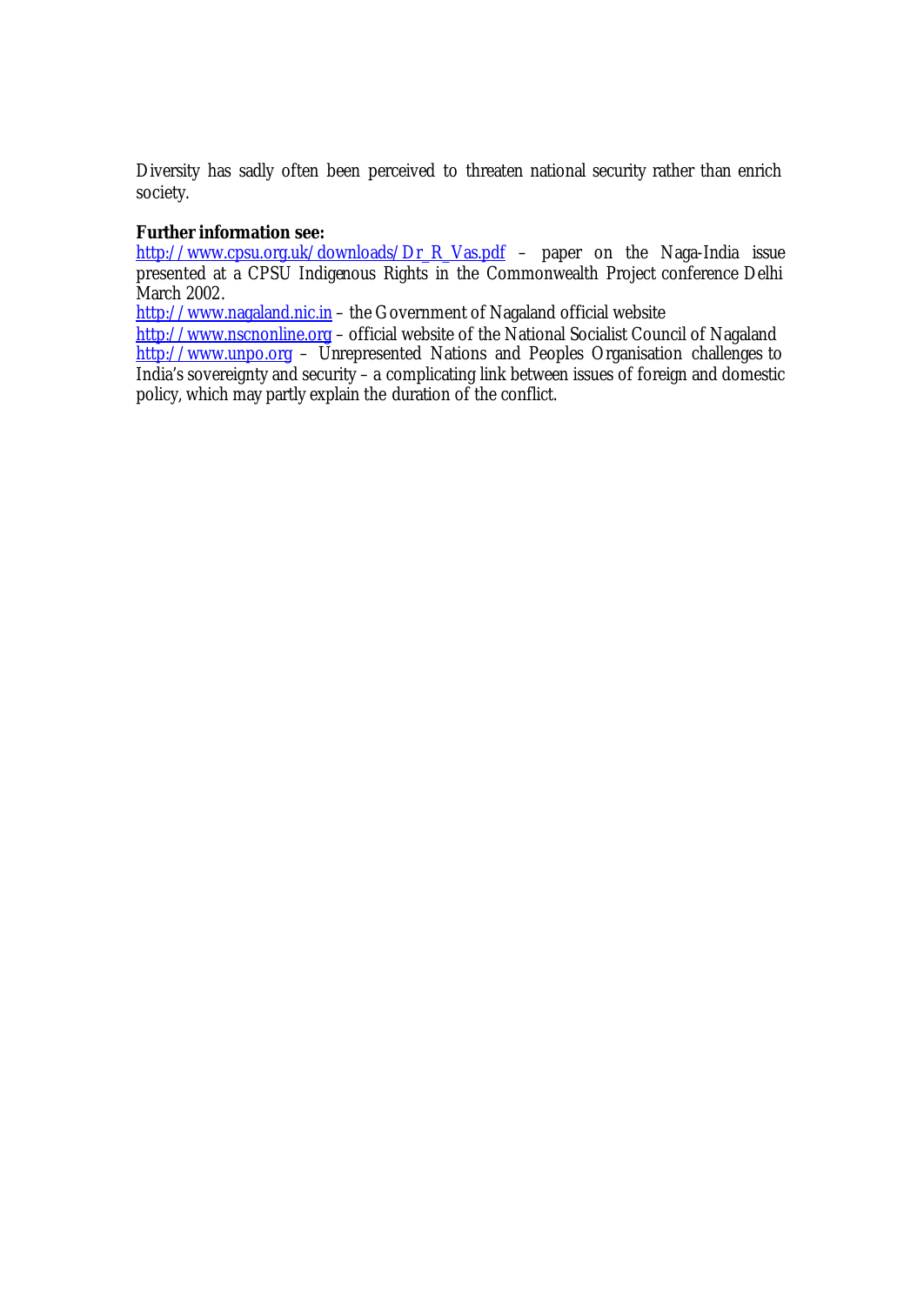Diversity has sadly often been perceived to threaten national security rather than enrich society.

**Further information see:**
http://www.cpsu.org.uk/downloads/Dr_R_Vas.pdf – paper on the Naga-India issue presented at a CPSU Indigenous Rights in the Commonwealth Project conference Delhi March 2002.
http://www.nagaland.nic.in – the Government of Nagaland official website
http://www.nscnonline.org – official website of the National Socialist Council of Nagaland
http://www.unpo.org – Unrepresented Nations and Peoples Organisation challenges to India's sovereignty and security – a complicating link between issues of foreign and domestic policy, which may partly explain the duration of the conflict.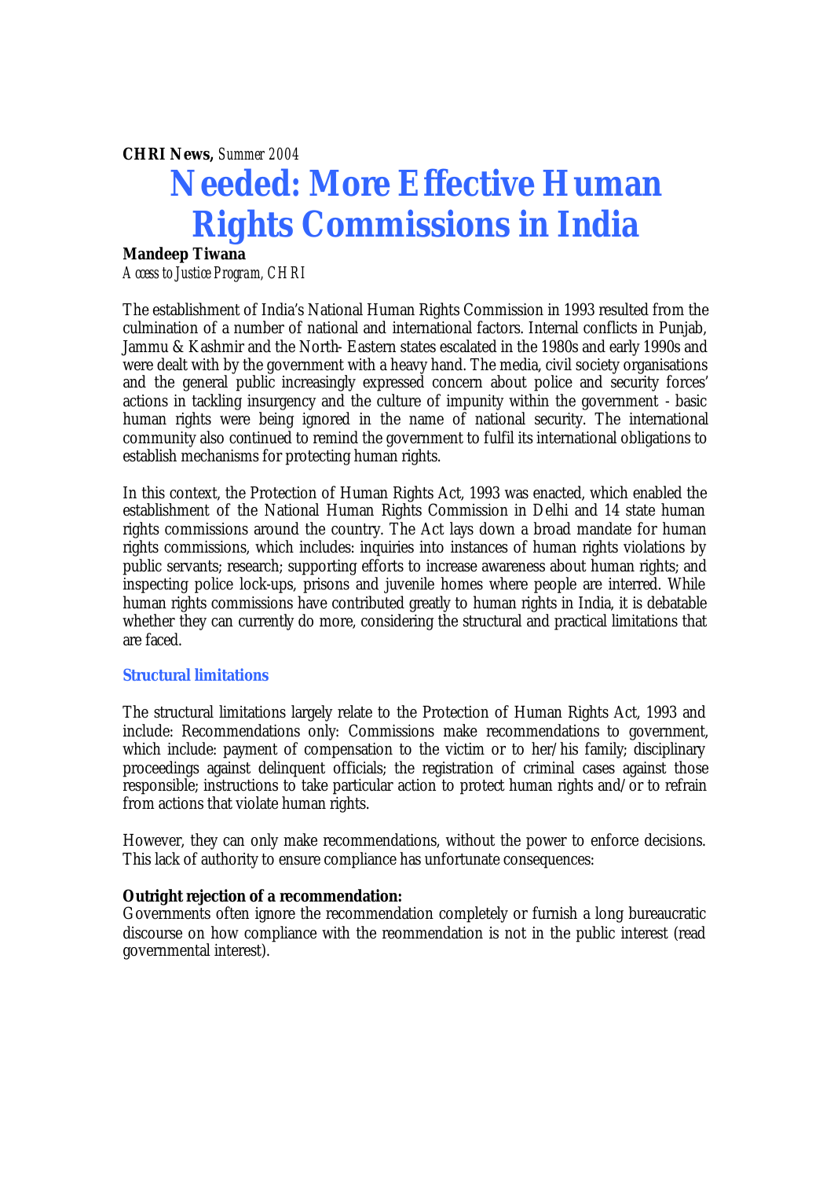**CHRI News,** *Summer 2004*

# Needed: More Effective Human Rights Commissions in India

**Mandeep Tiwana**

*Access to Justice Program, CHRI*

The establishment of India's National Human Rights Commission in 1993 resulted from the culmination of a number of national and international factors. Internal conflicts in Punjab, Jammu & Kashmir and the North- Eastern states escalated in the 1980s and early 1990s and were dealt with by the government with a heavy hand. The media, civil society organisations and the general public increasingly expressed concern about police and security forces' actions in tackling insurgency and the culture of impunity within the government - basic human rights were being ignored in the name of national security. The international community also continued to remind the government to fulfil its international obligations to establish mechanisms for protecting human rights.

In this context, the Protection of Human Rights Act, 1993 was enacted, which enabled the establishment of the National Human Rights Commission in Delhi and 14 state human rights commissions around the country. The Act lays down a broad mandate for human rights commissions, which includes: inquiries into instances of human rights violations by public servants; research; supporting efforts to increase awareness about human rights; and inspecting police lock-ups, prisons and juvenile homes where people are interred. While human rights commissions have contributed greatly to human rights in India, it is debatable whether they can currently do more, considering the structural and practical limitations that are faced.

### Structural limitations

The structural limitations largely relate to the Protection of Human Rights Act, 1993 and include: Recommendations only: Commissions make recommendations to government, which include: payment of compensation to the victim or to her/his family; disciplinary proceedings against delinquent officials; the registration of criminal cases against those responsible; instructions to take particular action to protect human rights and/or to refrain from actions that violate human rights.

However, they can only make recommendations, without the power to enforce decisions. This lack of authority to ensure compliance has unfortunate consequences:

**Outright rejection of a recommendation:**
Governments often ignore the recommendation completely or furnish a long bureaucratic discourse on how compliance with the reommendation is not in the public interest (read governmental interest).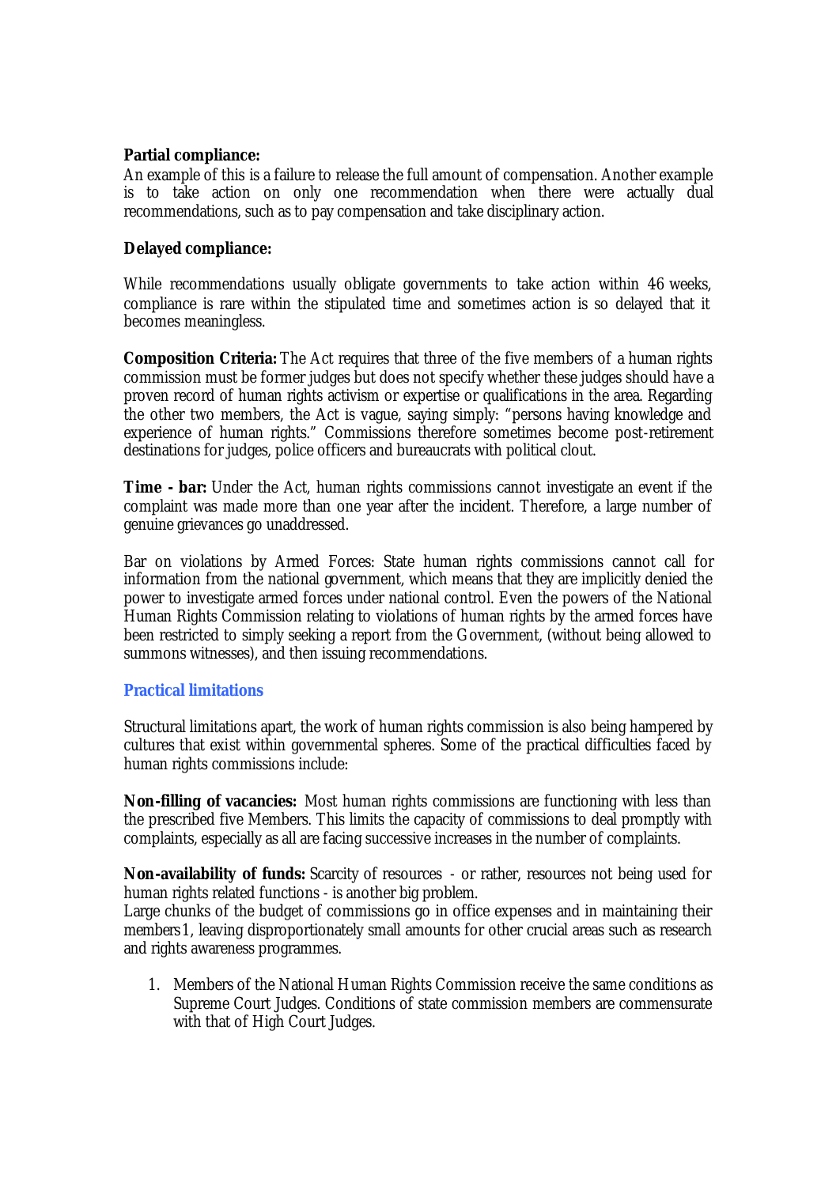**Partial compliance:**
An example of this is a failure to release the full amount of compensation. Another example is to take action on only one recommendation when there were actually dual recommendations, such as to pay compensation and take disciplinary action.

**Delayed compliance:**

While recommendations usually obligate governments to take action within 4-6 weeks, compliance is rare within the stipulated time and sometimes action is so delayed that it becomes meaningless.

**Composition Criteria:** The Act requires that three of the five members of a human rights commission must be former judges but does not specify whether these judges should have a proven record of human rights activism or expertise or qualifications in the area. Regarding the other two members, the Act is vague, saying simply: "persons having knowledge and experience of human rights." Commissions therefore sometimes become post-retirement destinations for judges, police officers and bureaucrats with political clout.

**Time - bar:** Under the Act, human rights commissions cannot investigate an event if the complaint was made more than one year after the incident. Therefore, a large number of genuine grievances go unaddressed.

Bar on violations by Armed Forces: State human rights commissions cannot call for information from the national government, which means that they are implicitly denied the power to investigate armed forces under national control. Even the powers of the National Human Rights Commission relating to violations of human rights by the armed forces have been restricted to simply seeking a report from the Government, (without being allowed to summons witnesses), and then issuing recommendations.

## Practical limitations

Structural limitations apart, the work of human rights commission is also being hampered by cultures that exist within governmental spheres. Some of the practical difficulties faced by human rights commissions include:

**Non-filling of vacancies:** Most human rights commissions are functioning with less than the prescribed five Members. This limits the capacity of commissions to deal promptly with complaints, especially as all are facing successive increases in the number of complaints.

**Non-availability of funds:** Scarcity of resources - or rather, resources not being used for human rights related functions - is another big problem.
Large chunks of the budget of commissions go in office expenses and in maintaining their members[1], leaving disproportionately small amounts for other crucial areas such as research and rights awareness programmes.

1. Members of the National Human Rights Commission receive the same conditions as Supreme Court Judges. Conditions of state commission members are commensurate with that of High Court Judges.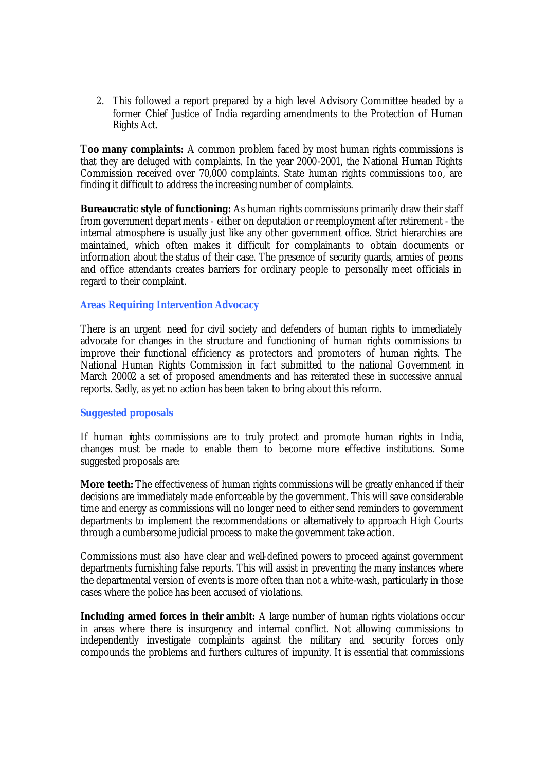2. This followed a report prepared by a high level Advisory Committee headed by a former Chief Justice of India regarding amendments to the Protection of Human Rights Act.

**Too many complaints:** A common problem faced by most human rights commissions is that they are deluged with complaints. In the year 2000-2001, the National Human Rights Commission received over 70,000 complaints. State human rights commissions too, are finding it difficult to address the increasing number of complaints.

**Bureaucratic style of functioning:** As human rights commissions primarily draw their staff from government departments - either on deputation or reemployment after retirement - the internal atmosphere is usually just like any other government office. Strict hierarchies are maintained, which often makes it difficult for complainants to obtain documents or information about the status of their case. The presence of security guards, armies of peons and office attendants creates barriers for ordinary people to personally meet officials in regard to their complaint.

### Areas Requiring Intervention Advocacy

There is an urgent need for civil society and defenders of human rights to immediately advocate for changes in the structure and functioning of human rights commissions to improve their functional efficiency as protectors and promoters of human rights. The National Human Rights Commission in fact submitted to the national Government in March 20002 a set of proposed amendments and has reiterated these in successive annual reports. Sadly, as yet no action has been taken to bring about this reform.

### Suggested proposals

If human rights commissions are to truly protect and promote human rights in India, changes must be made to enable them to become more effective institutions. Some suggested proposals are:

**More teeth:** The effectiveness of human rights commissions will be greatly enhanced if their decisions are immediately made enforceable by the government. This will save considerable time and energy as commissions will no longer need to either send reminders to government departments to implement the recommendations or alternatively to approach High Courts through a cumbersome judicial process to make the government take action.

Commissions must also have clear and well-defined powers to proceed against government departments furnishing false reports. This will assist in preventing the many instances where the departmental version of events is more often than not a white-wash, particularly in those cases where the police has been accused of violations.

**Including armed forces in their ambit:** A large number of human rights violations occur in areas where there is insurgency and internal conflict. Not allowing commissions to independently investigate complaints against the military and security forces only compounds the problems and furthers cultures of impunity. It is essential that commissions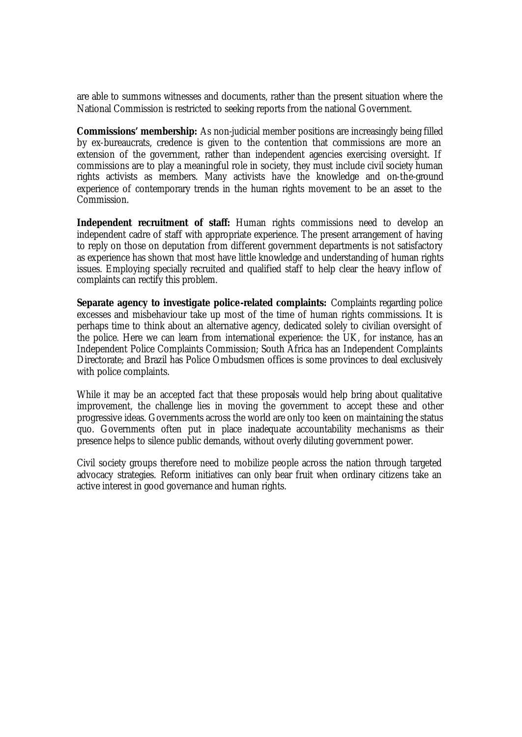are able to summons witnesses and documents, rather than the present situation where the National Commission is restricted to seeking reports from the national Government.

**Commissions' membership:** As non-judicial member positions are increasingly being filled by ex-bureaucrats, credence is given to the contention that commissions are more an extension of the government, rather than independent agencies exercising oversight. If commissions are to play a meaningful role in society, they must include civil society human rights activists as members. Many activists have the knowledge and on-the-ground experience of contemporary trends in the human rights movement to be an asset to the Commission.

**Independent recruitment of staff:** Human rights commissions need to develop an independent cadre of staff with appropriate experience. The present arrangement of having to reply on those on deputation from different government departments is not satisfactory as experience has shown that most have little knowledge and understanding of human rights issues. Employing specially recruited and qualified staff to help clear the heavy inflow of complaints can rectify this problem.

**Separate agency to investigate police-related complaints:** Complaints regarding police excesses and misbehaviour take up most of the time of human rights commissions. It is perhaps time to think about an alternative agency, dedicated solely to civilian oversight of the police. Here we can learn from international experience: the UK, for instance, has an Independent Police Complaints Commission; South Africa has an Independent Complaints Directorate; and Brazil has Police Ombudsmen offices is some provinces to deal exclusively with police complaints.

While it may be an accepted fact that these proposals would help bring about qualitative improvement, the challenge lies in moving the government to accept these and other progressive ideas. Governments across the world are only too keen on maintaining the status quo. Governments often put in place inadequate accountability mechanisms as their presence helps to silence public demands, without overly diluting government power.

Civil society groups therefore need to mobilize people across the nation through targeted advocacy strategies. Reform initiatives can only bear fruit when ordinary citizens take an active interest in good governance and human rights.